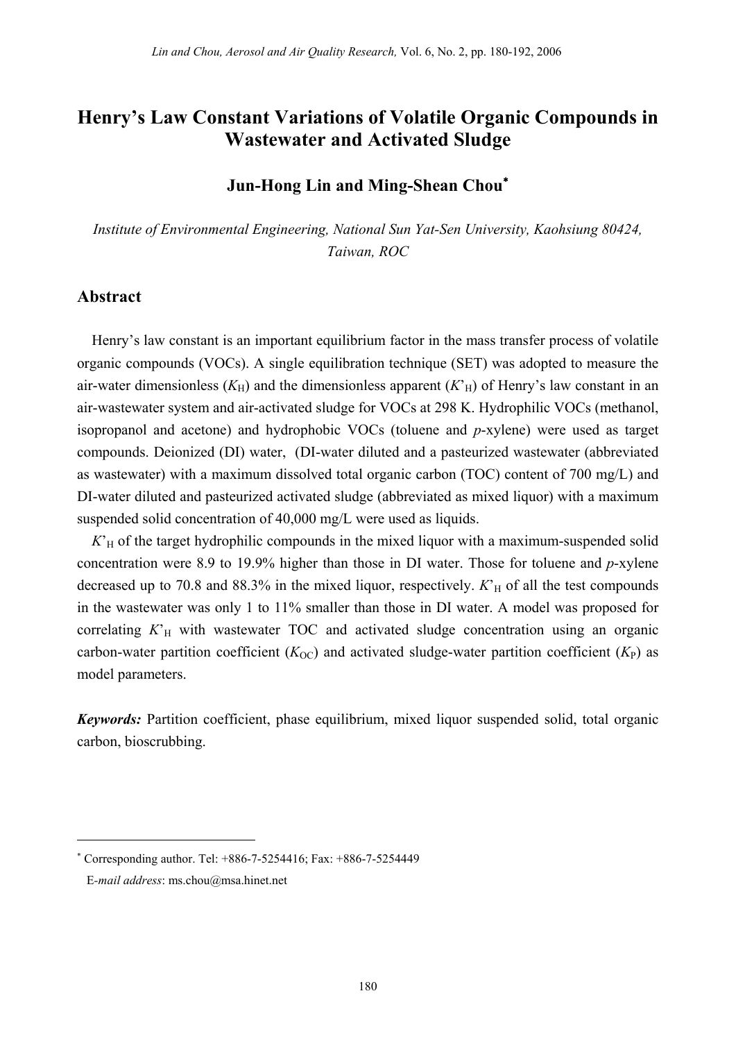# Henry's Law Constant Variations of Volatile Organic Compounds in Wastewater and Activated Sludge

**Jun-Hong Lin and Ming-Shean Chou***

*Institute of Environmental Engineering, National Sun Yat-Sen University, Kaohsiung 80424, Taiwan, ROC*

## Abstract

Henry's law constant is an important equilibrium factor in the mass transfer process of volatile organic compounds (VOCs). A single equilibration technique (SET) was adopted to measure the air-water dimensionless ($K_H$) and the dimensionless apparent ($K'_H$) of Henry's law constant in an air-wastewater system and air-activated sludge for VOCs at 298 K. Hydrophilic VOCs (methanol, isopropanol and acetone) and hydrophobic VOCs (toluene and *p*-xylene) were used as target compounds. Deionized (DI) water, (DI-water diluted and a pasteurized wastewater (abbreviated as wastewater) with a maximum dissolved total organic carbon (TOC) content of 700 mg/L) and DI-water diluted and pasteurized activated sludge (abbreviated as mixed liquor) with a maximum suspended solid concentration of 40,000 mg/L were used as liquids.

$K'_H$ of the target hydrophilic compounds in the mixed liquor with a maximum-suspended solid concentration were 8.9 to 19.9% higher than those in DI water. Those for toluene and *p*-xylene decreased up to 70.8 and 88.3% in the mixed liquor, respectively. $K'_H$ of all the test compounds in the wastewater was only 1 to 11% smaller than those in DI water. A model was proposed for correlating $K'_H$ with wastewater TOC and activated sludge concentration using an organic carbon-water partition coefficient ($K_{OC}$) and activated sludge-water partition coefficient ($K_P$) as model parameters.

***Keywords:*** Partition coefficient, phase equilibrium, mixed liquor suspended solid, total organic carbon, bioscrubbing.

---

* Corresponding author. Tel: +886-7-5254416; Fax: +886-7-5254449
E-*mail address*: ms.chou@msa.hinet.net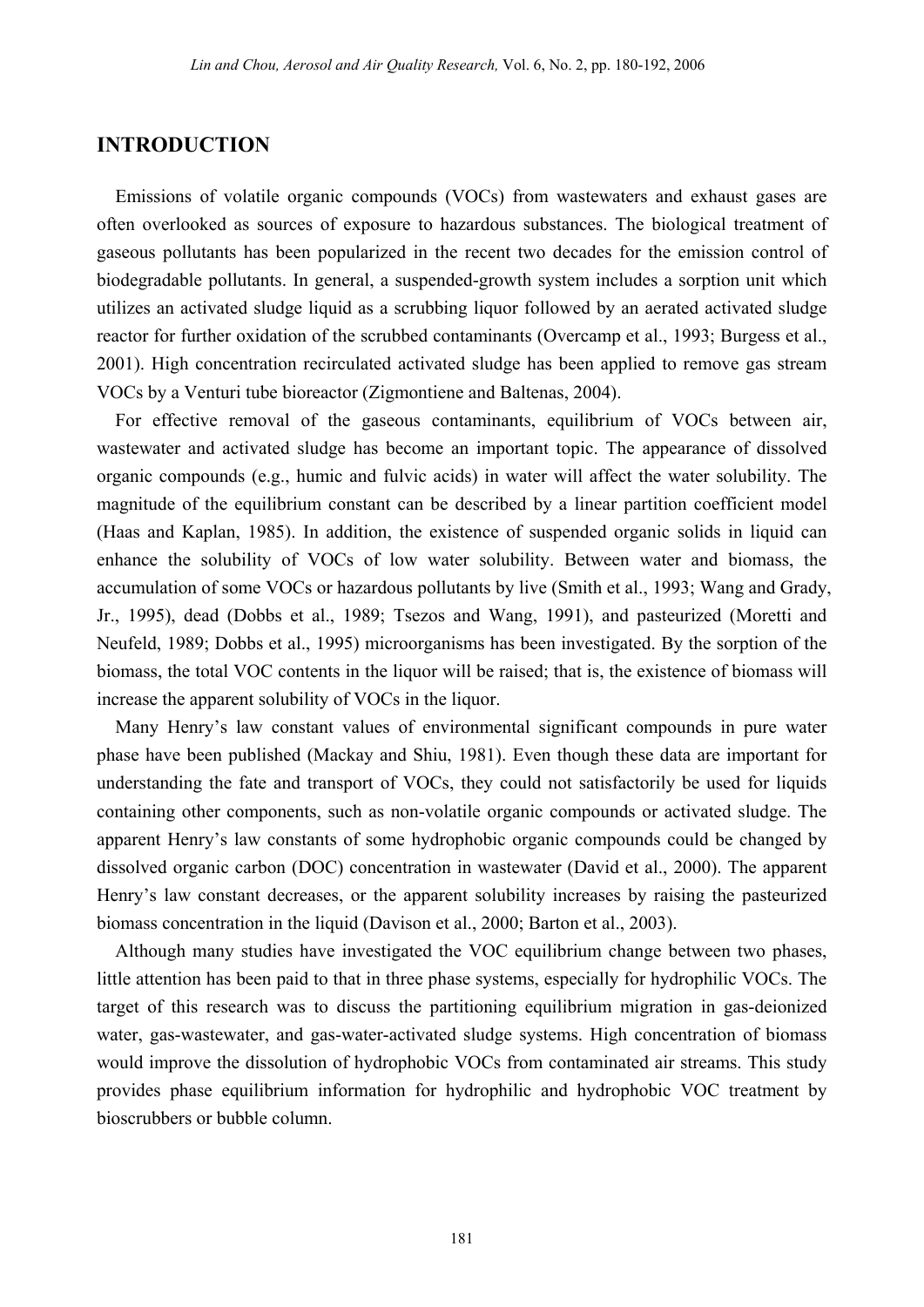## INTRODUCTION

Emissions of volatile organic compounds (VOCs) from wastewaters and exhaust gases are often overlooked as sources of exposure to hazardous substances. The biological treatment of gaseous pollutants has been popularized in the recent two decades for the emission control of biodegradable pollutants. In general, a suspended-growth system includes a sorption unit which utilizes an activated sludge liquid as a scrubbing liquor followed by an aerated activated sludge reactor for further oxidation of the scrubbed contaminants (Overcamp et al., 1993; Burgess et al., 2001). High concentration recirculated activated sludge has been applied to remove gas stream VOCs by a Venturi tube bioreactor (Zigmontiene and Baltenas, 2004).

For effective removal of the gaseous contaminants, equilibrium of VOCs between air, wastewater and activated sludge has become an important topic. The appearance of dissolved organic compounds (e.g., humic and fulvic acids) in water will affect the water solubility. The magnitude of the equilibrium constant can be described by a linear partition coefficient model (Haas and Kaplan, 1985). In addition, the existence of suspended organic solids in liquid can enhance the solubility of VOCs of low water solubility. Between water and biomass, the accumulation of some VOCs or hazardous pollutants by live (Smith et al., 1993; Wang and Grady, Jr., 1995), dead (Dobbs et al., 1989; Tsezos and Wang, 1991), and pasteurized (Moretti and Neufeld, 1989; Dobbs et al., 1995) microorganisms has been investigated. By the sorption of the biomass, the total VOC contents in the liquor will be raised; that is, the existence of biomass will increase the apparent solubility of VOCs in the liquor.

Many Henry's law constant values of environmental significant compounds in pure water phase have been published (Mackay and Shiu, 1981). Even though these data are important for understanding the fate and transport of VOCs, they could not satisfactorily be used for liquids containing other components, such as non-volatile organic compounds or activated sludge. The apparent Henry's law constants of some hydrophobic organic compounds could be changed by dissolved organic carbon (DOC) concentration in wastewater (David et al., 2000). The apparent Henry's law constant decreases, or the apparent solubility increases by raising the pasteurized biomass concentration in the liquid (Davison et al., 2000; Barton et al., 2003).

Although many studies have investigated the VOC equilibrium change between two phases, little attention has been paid to that in three phase systems, especially for hydrophilic VOCs. The target of this research was to discuss the partitioning equilibrium migration in gas-deionized water, gas-wastewater, and gas-water-activated sludge systems. High concentration of biomass would improve the dissolution of hydrophobic VOCs from contaminated air streams. This study provides phase equilibrium information for hydrophilic and hydrophobic VOC treatment by bioscrubbers or bubble column.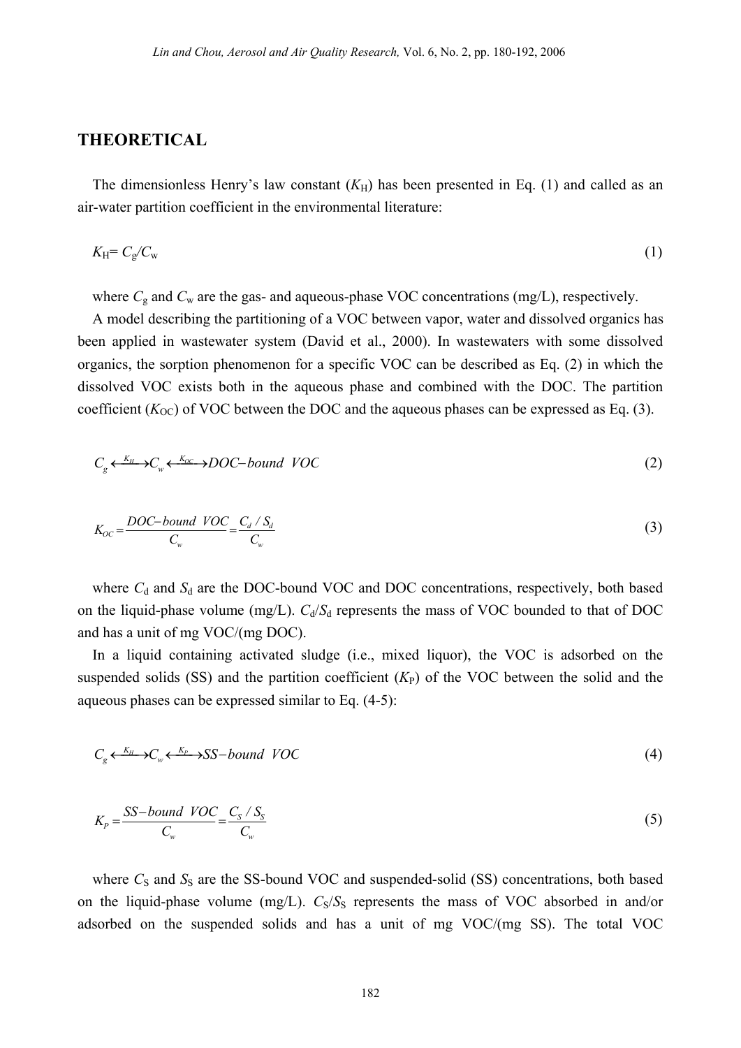## THEORETICAL

The dimensionless Henry's law constant ($K_H$) has been presented in Eq. (1) and called as an air-water partition coefficient in the environmental literature:

$$K_H = C_g/C_w \tag{1}$$

where $C_g$ and $C_w$ are the gas- and aqueous-phase VOC concentrations (mg/L), respectively.

A model describing the partitioning of a VOC between vapor, water and dissolved organics has been applied in wastewater system (David et al., 2000). In wastewaters with some dissolved organics, the sorption phenomenon for a specific VOC can be described as Eq. (2) in which the dissolved VOC exists both in the aqueous phase and combined with the DOC. The partition coefficient ($K_{OC}$) of VOC between the DOC and the aqueous phases can be expressed as Eq. (3).

$$C_g \xleftrightarrow{K_H} C_w \xleftrightarrow{K_{OC}} DOC\text{−}bound\ \ VOC \tag{2}$$

$$K_{OC} = \frac{DOC\text{−}bound\ \ VOC}{C_w} = \frac{C_d / S_d}{C_w} \tag{3}$$

where $C_d$ and $S_d$ are the DOC-bound VOC and DOC concentrations, respectively, both based on the liquid-phase volume (mg/L). $C_d/S_d$ represents the mass of VOC bounded to that of DOC and has a unit of mg VOC/(mg DOC).

In a liquid containing activated sludge (i.e., mixed liquor), the VOC is adsorbed on the suspended solids (SS) and the partition coefficient ($K_P$) of the VOC between the solid and the aqueous phases can be expressed similar to Eq. (4-5):

$$C_g \xleftrightarrow{K_H} C_w \xleftrightarrow{K_P} SS\text{−}bound\ \ VOC \tag{4}$$

$$K_P = \frac{SS\text{−}bound\ \ VOC}{C_w} = \frac{C_S / S_S}{C_w} \tag{5}$$

where $C_S$ and $S_S$ are the SS-bound VOC and suspended-solid (SS) concentrations, both based on the liquid-phase volume (mg/L). $C_S/S_S$ represents the mass of VOC absorbed in and/or adsorbed on the suspended solids and has a unit of mg VOC/(mg SS). The total VOC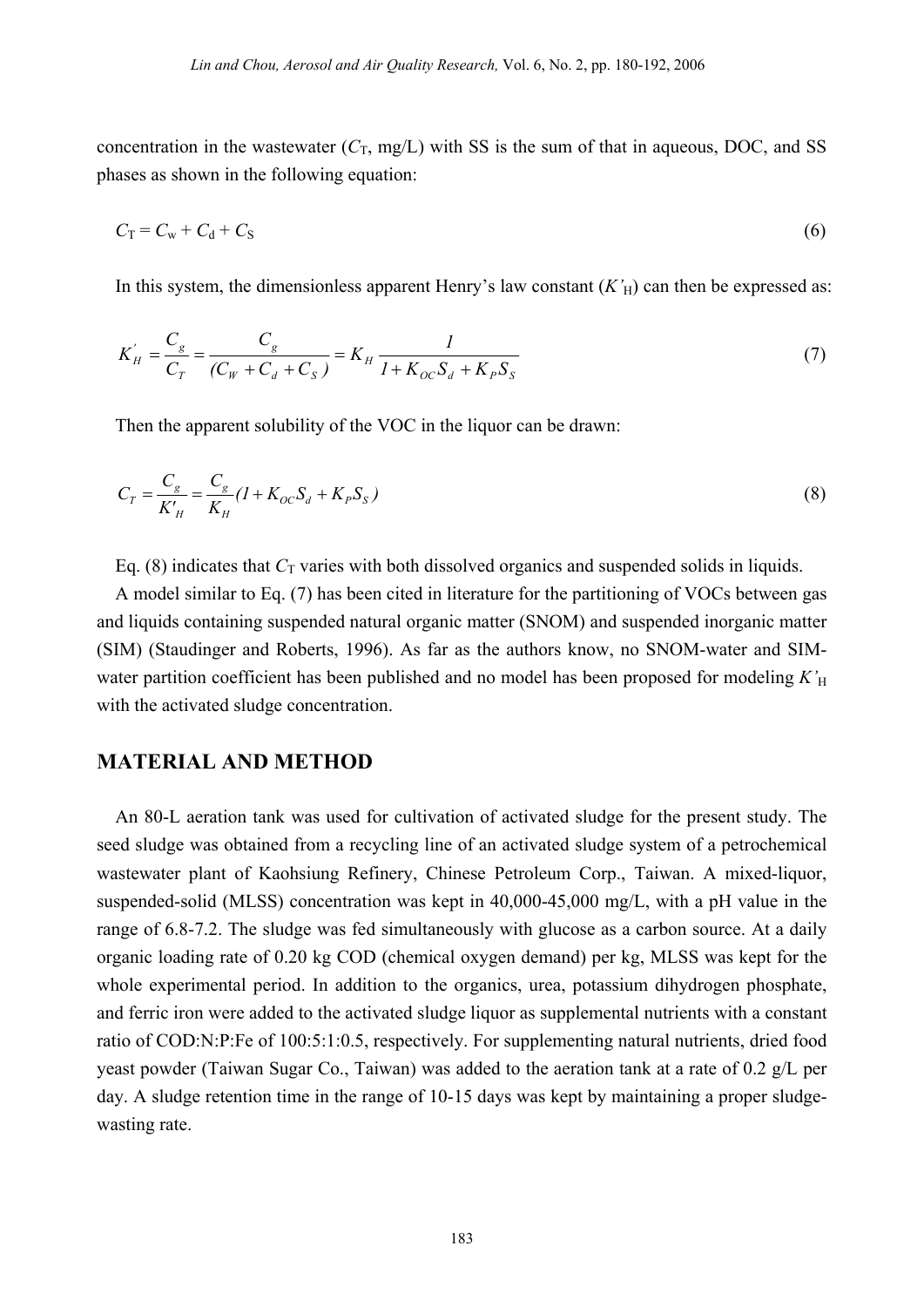concentration in the wastewater ($C_T$, mg/L) with SS is the sum of that in aqueous, DOC, and SS phases as shown in the following equation:

$$C_T = C_w + C_d + C_S \tag{6}$$

In this system, the dimensionless apparent Henry's law constant ($K'_H$) can then be expressed as:

$$K'_H = \frac{C_g}{C_T} = \frac{C_g}{(C_W + C_d + C_S)} = K_H \frac{1}{1 + K_{OC} S_d + K_P S_S} \tag{7}$$

Then the apparent solubility of the VOC in the liquor can be drawn:

$$C_T = \frac{C_g}{K'_H} = \frac{C_g}{K_H}(1 + K_{OC} S_d + K_P S_S) \tag{8}$$

Eq. (8) indicates that $C_T$ varies with both dissolved organics and suspended solids in liquids.

A model similar to Eq. (7) has been cited in literature for the partitioning of VOCs between gas and liquids containing suspended natural organic matter (SNOM) and suspended inorganic matter (SIM) (Staudinger and Roberts, 1996). As far as the authors know, no SNOM-water and SIM-water partition coefficient has been published and no model has been proposed for modeling $K'_H$ with the activated sludge concentration.

## MATERIAL AND METHOD

An 80-L aeration tank was used for cultivation of activated sludge for the present study. The seed sludge was obtained from a recycling line of an activated sludge system of a petrochemical wastewater plant of Kaohsiung Refinery, Chinese Petroleum Corp., Taiwan. A mixed-liquor, suspended-solid (MLSS) concentration was kept in 40,000-45,000 mg/L, with a pH value in the range of 6.8-7.2. The sludge was fed simultaneously with glucose as a carbon source. At a daily organic loading rate of 0.20 kg COD (chemical oxygen demand) per kg, MLSS was kept for the whole experimental period. In addition to the organics, urea, potassium dihydrogen phosphate, and ferric iron were added to the activated sludge liquor as supplemental nutrients with a constant ratio of COD:N:P:Fe of 100:5:1:0.5, respectively. For supplementing natural nutrients, dried food yeast powder (Taiwan Sugar Co., Taiwan) was added to the aeration tank at a rate of 0.2 g/L per day. A sludge retention time in the range of 10-15 days was kept by maintaining a proper sludge-wasting rate.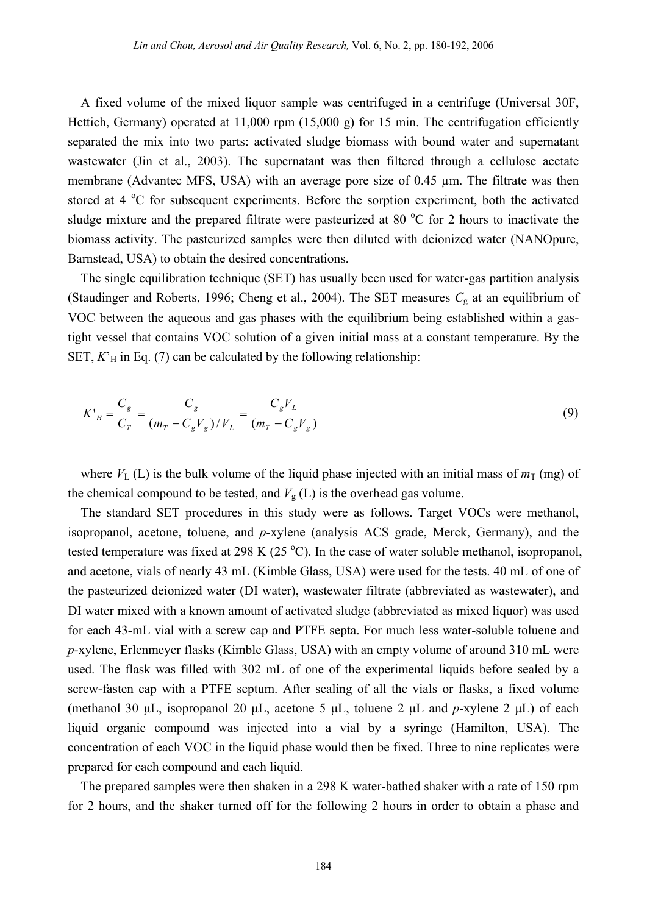A fixed volume of the mixed liquor sample was centrifuged in a centrifuge (Universal 30F, Hettich, Germany) operated at 11,000 rpm (15,000 g) for 15 min. The centrifugation efficiently separated the mix into two parts: activated sludge biomass with bound water and supernatant wastewater (Jin et al., 2003). The supernatant was then filtered through a cellulose acetate membrane (Advantec MFS, USA) with an average pore size of 0.45 µm. The filtrate was then stored at 4 °C for subsequent experiments. Before the sorption experiment, both the activated sludge mixture and the prepared filtrate were pasteurized at 80 °C for 2 hours to inactivate the biomass activity. The pasteurized samples were then diluted with deionized water (NANOpure, Barnstead, USA) to obtain the desired concentrations.

The single equilibration technique (SET) has usually been used for water-gas partition analysis (Staudinger and Roberts, 1996; Cheng et al., 2004). The SET measures $C_g$ at an equilibrium of VOC between the aqueous and gas phases with the equilibrium being established within a gas-tight vessel that contains VOC solution of a given initial mass at a constant temperature. By the SET, $K'_H$ in Eq. (7) can be calculated by the following relationship:

$$K'_H = \frac{C_g}{C_T} = \frac{C_g}{(m_T - C_g V_g)/V_L} = \frac{C_g V_L}{(m_T - C_g V_g)} \tag{9}$$

where $V_L$ (L) is the bulk volume of the liquid phase injected with an initial mass of $m_T$ (mg) of the chemical compound to be tested, and $V_g$ (L) is the overhead gas volume.

The standard SET procedures in this study were as follows. Target VOCs were methanol, isopropanol, acetone, toluene, and *p*-xylene (analysis ACS grade, Merck, Germany), and the tested temperature was fixed at 298 K (25 °C). In the case of water soluble methanol, isopropanol, and acetone, vials of nearly 43 mL (Kimble Glass, USA) were used for the tests. 40 mL of one of the pasteurized deionized water (DI water), wastewater filtrate (abbreviated as wastewater), and DI water mixed with a known amount of activated sludge (abbreviated as mixed liquor) was used for each 43-mL vial with a screw cap and PTFE septa. For much less water-soluble toluene and *p*-xylene, Erlenmeyer flasks (Kimble Glass, USA) with an empty volume of around 310 mL were used. The flask was filled with 302 mL of one of the experimental liquids before sealed by a screw-fasten cap with a PTFE septum. After sealing of all the vials or flasks, a fixed volume (methanol 30 µL, isopropanol 20 µL, acetone 5 µL, toluene 2 µL and *p*-xylene 2 µL) of each liquid organic compound was injected into a vial by a syringe (Hamilton, USA). The concentration of each VOC in the liquid phase would then be fixed. Three to nine replicates were prepared for each compound and each liquid.

The prepared samples were then shaken in a 298 K water-bathed shaker with a rate of 150 rpm for 2 hours, and the shaker turned off for the following 2 hours in order to obtain a phase and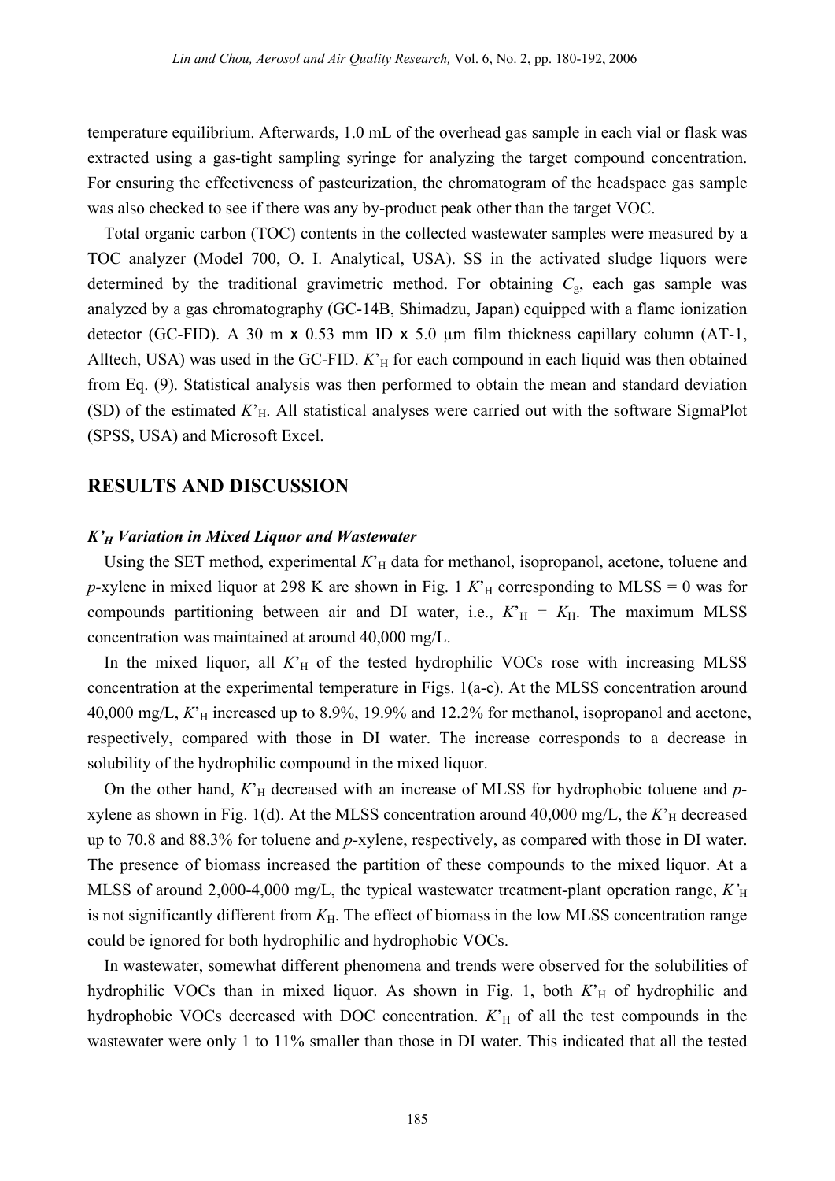temperature equilibrium. Afterwards, 1.0 mL of the overhead gas sample in each vial or flask was extracted using a gas-tight sampling syringe for analyzing the target compound concentration. For ensuring the effectiveness of pasteurization, the chromatogram of the headspace gas sample was also checked to see if there was any by-product peak other than the target VOC.

Total organic carbon (TOC) contents in the collected wastewater samples were measured by a TOC analyzer (Model 700, O. I. Analytical, USA). SS in the activated sludge liquors were determined by the traditional gravimetric method. For obtaining $C_g$, each gas sample was analyzed by a gas chromatography (GC-14B, Shimadzu, Japan) equipped with a flame ionization detector (GC-FID). A 30 m x 0.53 mm ID x 5.0 µm film thickness capillary column (AT-1, Alltech, USA) was used in the GC-FID. $K'_H$ for each compound in each liquid was then obtained from Eq. (9). Statistical analysis was then performed to obtain the mean and standard deviation (SD) of the estimated $K'_H$. All statistical analyses were carried out with the software SigmaPlot (SPSS, USA) and Microsoft Excel.

## RESULTS AND DISCUSSION

### *$K'_H$ Variation in Mixed Liquor and Wastewater*

Using the SET method, experimental $K'_H$ data for methanol, isopropanol, acetone, toluene and *p*-xylene in mixed liquor at 298 K are shown in Fig. 1 $K'_H$ corresponding to MLSS = 0 was for compounds partitioning between air and DI water, i.e., $K'_H = K_H$. The maximum MLSS concentration was maintained at around 40,000 mg/L.

In the mixed liquor, all $K'_H$ of the tested hydrophilic VOCs rose with increasing MLSS concentration at the experimental temperature in Figs. 1(a-c). At the MLSS concentration around 40,000 mg/L, $K'_H$ increased up to 8.9%, 19.9% and 12.2% for methanol, isopropanol and acetone, respectively, compared with those in DI water. The increase corresponds to a decrease in solubility of the hydrophilic compound in the mixed liquor.

On the other hand, $K'_H$ decreased with an increase of MLSS for hydrophobic toluene and *p*-xylene as shown in Fig. 1(d). At the MLSS concentration around 40,000 mg/L, the $K'_H$ decreased up to 70.8 and 88.3% for toluene and *p*-xylene, respectively, as compared with those in DI water. The presence of biomass increased the partition of these compounds to the mixed liquor. At a MLSS of around 2,000-4,000 mg/L, the typical wastewater treatment-plant operation range, $K'_H$ is not significantly different from $K_H$. The effect of biomass in the low MLSS concentration range could be ignored for both hydrophilic and hydrophobic VOCs.

In wastewater, somewhat different phenomena and trends were observed for the solubilities of hydrophilic VOCs than in mixed liquor. As shown in Fig. 1, both $K'_H$ of hydrophilic and hydrophobic VOCs decreased with DOC concentration. $K'_H$ of all the test compounds in the wastewater were only 1 to 11% smaller than those in DI water. This indicated that all the tested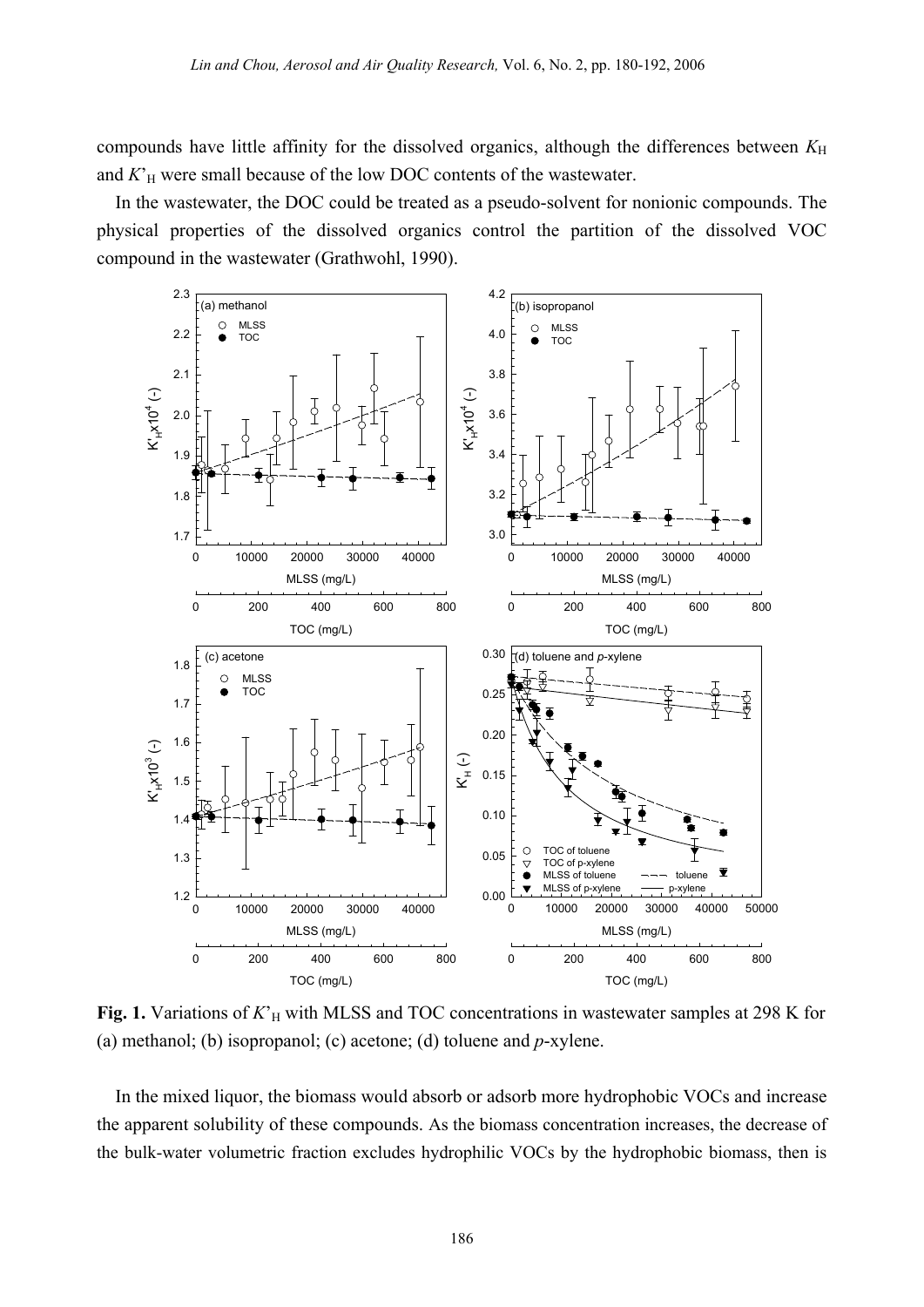compounds have little affinity for the dissolved organics, although the differences between $K_H$ and $K'_H$ were small because of the low DOC contents of the wastewater.

In the wastewater, the DOC could be treated as a pseudo-solvent for nonionic compounds. The physical properties of the dissolved organics control the partition of the dissolved VOC compound in the wastewater (Grathwohl, 1990).

**Fig. 1.** Variations of $K'_H$ with MLSS and TOC concentrations in wastewater samples at 298 K for (a) methanol; (b) isopropanol; (c) acetone; (d) toluene and *p*-xylene.

In the mixed liquor, the biomass would absorb or adsorb more hydrophobic VOCs and increase the apparent solubility of these compounds. As the biomass concentration increases, the decrease of the bulk-water volumetric fraction excludes hydrophilic VOCs by the hydrophobic biomass, then is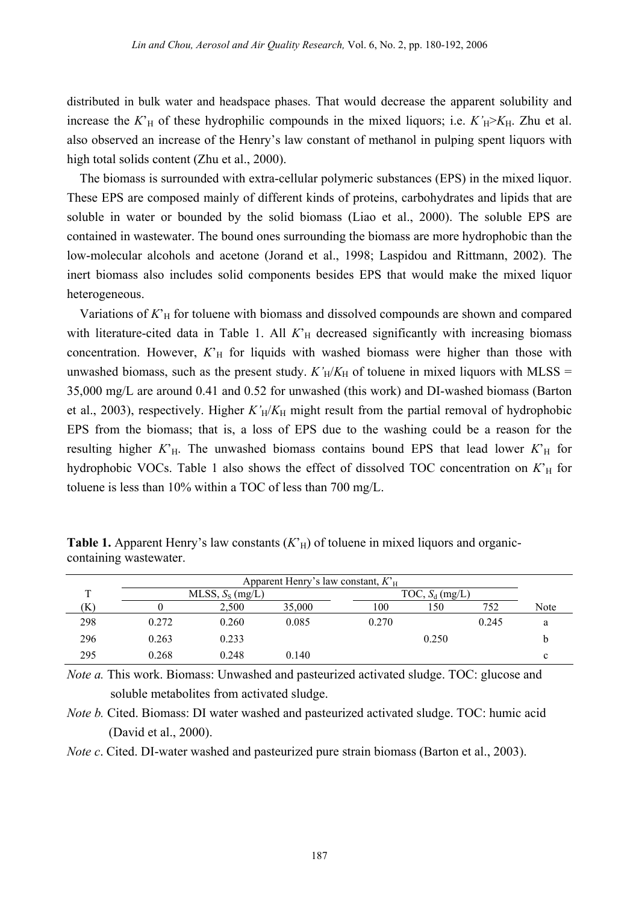distributed in bulk water and headspace phases. That would decrease the apparent solubility and increase the $K'_H$ of these hydrophilic compounds in the mixed liquors; i.e. $K'_H > K_H$. Zhu et al. also observed an increase of the Henry's law constant of methanol in pulping spent liquors with high total solids content (Zhu et al., 2000).

The biomass is surrounded with extra-cellular polymeric substances (EPS) in the mixed liquor. These EPS are composed mainly of different kinds of proteins, carbohydrates and lipids that are soluble in water or bounded by the solid biomass (Liao et al., 2000). The soluble EPS are contained in wastewater. The bound ones surrounding the biomass are more hydrophobic than the low-molecular alcohols and acetone (Jorand et al., 1998; Laspidou and Rittmann, 2002). The inert biomass also includes solid components besides EPS that would make the mixed liquor heterogeneous.

Variations of $K'_H$ for toluene with biomass and dissolved compounds are shown and compared with literature-cited data in Table 1. All $K'_H$ decreased significantly with increasing biomass concentration. However, $K'_H$ for liquids with washed biomass were higher than those with unwashed biomass, such as the present study. $K'_H/K_H$ of toluene in mixed liquors with MLSS = 35,000 mg/L are around 0.41 and 0.52 for unwashed (this work) and DI-washed biomass (Barton et al., 2003), respectively. Higher $K'_H/K_H$ might result from the partial removal of hydrophobic EPS from the biomass; that is, a loss of EPS due to the washing could be a reason for the resulting higher $K'_H$. The unwashed biomass contains bound EPS that lead lower $K'_H$ for hydrophobic VOCs. Table 1 also shows the effect of dissolved TOC concentration on $K'_H$ for toluene is less than 10% within a TOC of less than 700 mg/L.

**Table 1.** Apparent Henry's law constants ($K'_H$) of toluene in mixed liquors and organic-containing wastewater.

| T | Apparent Henry's law constant, $K'_H$ | | | | | | |
|---|---|---|---|---|---|---|---|
| | MLSS, $S_S$ (mg/L) | | | TOC, $S_d$ (mg/L) | | | |
| (K) | 0 | 2,500 | 35,000 | 100 | 150 | 752 | Note |
| 298 | 0.272 | 0.260 | 0.085 | 0.270 | | 0.245 | a |
| 296 | 0.263 | 0.233 | | | 0.250 | | b |
| 295 | 0.268 | 0.248 | 0.140 | | | | c |

*Note a.* This work. Biomass: Unwashed and pasteurized activated sludge. TOC: glucose and soluble metabolites from activated sludge.

*Note b.* Cited. Biomass: DI water washed and pasteurized activated sludge. TOC: humic acid (David et al., 2000).

*Note c*. Cited. DI-water washed and pasteurized pure strain biomass (Barton et al., 2003).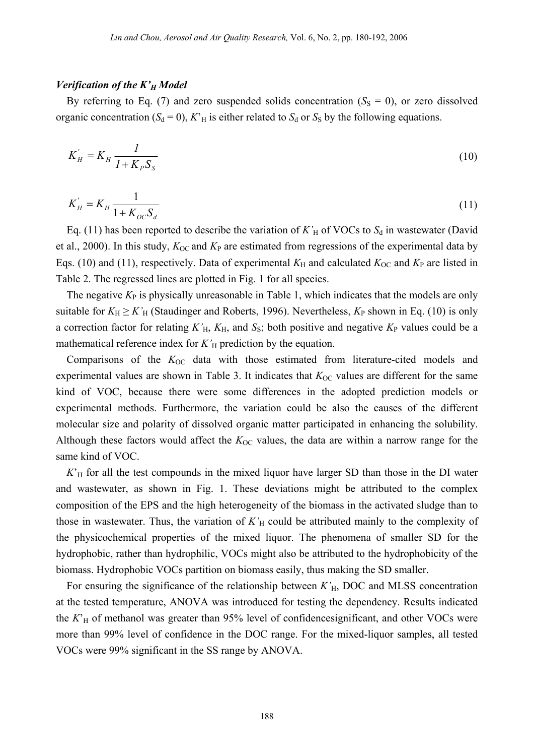### *Verification of the K'$_H$ Model*

By referring to Eq. (7) and zero suspended solids concentration ($S_S$ = 0), or zero dissolved organic concentration ($S_d$ = 0), $K'_H$ is either related to $S_d$ or $S_S$ by the following equations.

$$K'_H = K_H \frac{1}{1 + K_P S_S} \tag{10}$$

$$K'_H = K_H \frac{1}{1 + K_{OC} S_d} \tag{11}$$

Eq. (11) has been reported to describe the variation of $K'_H$ of VOCs to $S_d$ in wastewater (David et al., 2000). In this study, $K_{OC}$ and $K_P$ are estimated from regressions of the experimental data by Eqs. (10) and (11), respectively. Data of experimental $K_H$ and calculated $K_{OC}$ and $K_P$ are listed in Table 2. The regressed lines are plotted in Fig. 1 for all species.

The negative $K_P$ is physically unreasonable in Table 1, which indicates that the models are only suitable for $K_H \geq K'_H$ (Staudinger and Roberts, 1996). Nevertheless, $K_P$ shown in Eq. (10) is only a correction factor for relating $K'_H$, $K_H$, and $S_S$; both positive and negative $K_P$ values could be a mathematical reference index for $K'_H$ prediction by the equation.

Comparisons of the $K_{OC}$ data with those estimated from literature-cited models and experimental values are shown in Table 3. It indicates that $K_{OC}$ values are different for the same kind of VOC, because there were some differences in the adopted prediction models or experimental methods. Furthermore, the variation could be also the causes of the different molecular size and polarity of dissolved organic matter participated in enhancing the solubility. Although these factors would affect the $K_{OC}$ values, the data are within a narrow range for the same kind of VOC.

$K'_H$ for all the test compounds in the mixed liquor have larger SD than those in the DI water and wastewater, as shown in Fig. 1. These deviations might be attributed to the complex composition of the EPS and the high heterogeneity of the biomass in the activated sludge than to those in wastewater. Thus, the variation of $K'_H$ could be attributed mainly to the complexity of the physicochemical properties of the mixed liquor. The phenomena of smaller SD for the hydrophobic, rather than hydrophilic, VOCs might also be attributed to the hydrophobicity of the biomass. Hydrophobic VOCs partition on biomass easily, thus making the SD smaller.

For ensuring the significance of the relationship between $K'_H$, DOC and MLSS concentration at the tested temperature, ANOVA was introduced for testing the dependency. Results indicated the $K'_H$ of methanol was greater than 95% level of confidencesignificant, and other VOCs were more than 99% level of confidence in the DOC range. For the mixed-liquor samples, all tested VOCs were 99% significant in the SS range by ANOVA.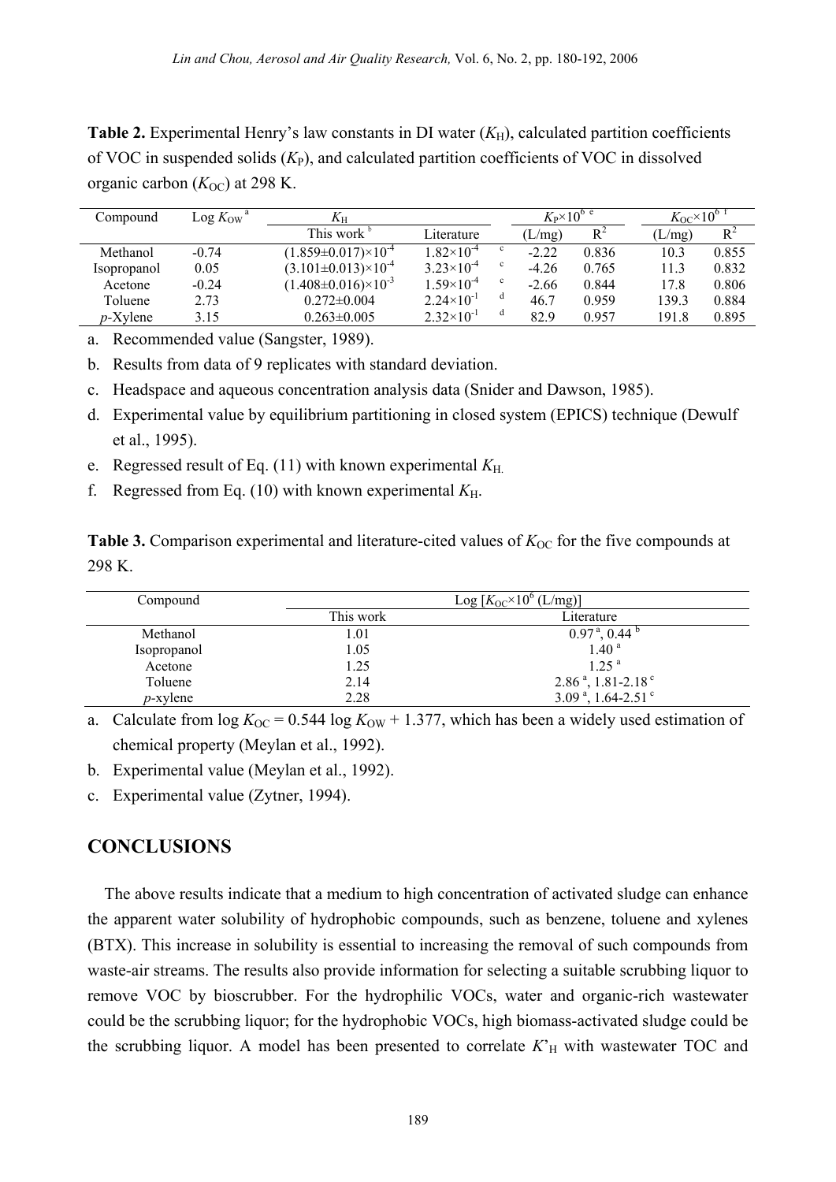**Table 2.** Experimental Henry's law constants in DI water ($K_H$), calculated partition coefficients of VOC in suspended solids ($K_P$), and calculated partition coefficients of VOC in dissolved organic carbon ($K_{OC}$) at 298 K.

| Compound | Log $K_{OW}$ [a] | $K_H$ | | | $K_P \times 10^6$ [e] | | $K_{OC} \times 10^6$ [f] | |
|---|---|---|---|---|---|---|---|---|
| | | This work [b] | Literature | | (L/mg) | $R^2$ | (L/mg) | $R^2$ |
| Methanol | -0.74 | $(1.859 \pm 0.017) \times 10^{-4}$ | $1.82 \times 10^{-4}$ | c | -2.22 | 0.836 | 10.3 | 0.855 |
| Isopropanol | 0.05 | $(3.101 \pm 0.013) \times 10^{-4}$ | $3.23 \times 10^{-4}$ | c | -4.26 | 0.765 | 11.3 | 0.832 |
| Acetone | -0.24 | $(1.408 \pm 0.016) \times 10^{-3}$ | $1.59 \times 10^{-4}$ | c | -2.66 | 0.844 | 17.8 | 0.806 |
| Toluene | 2.73 | $0.272 \pm 0.004$ | $2.24 \times 10^{-1}$ | d | 46.7 | 0.959 | 139.3 | 0.884 |
| *p*-Xylene | 3.15 | $0.263 \pm 0.005$ | $2.32 \times 10^{-1}$ | d | 82.9 | 0.957 | 191.8 | 0.895 |

a. Recommended value (Sangster, 1989).

b. Results from data of 9 replicates with standard deviation.

c. Headspace and aqueous concentration analysis data (Snider and Dawson, 1985).

d. Experimental value by equilibrium partitioning in closed system (EPICS) technique (Dewulf et al., 1995).

e. Regressed result of Eq. (11) with known experimental $K_H$.

f. Regressed from Eq. (10) with known experimental $K_H$.

**Table 3.** Comparison experimental and literature-cited values of $K_{OC}$ for the five compounds at 298 K.

| Compound | Log [$K_{OC} \times 10^6$ (L/mg)] | |
|---|---|---|
| | This work | Literature |
| Methanol | 1.01 | 0.97 [a], 0.44 [b] |
| Isopropanol | 1.05 | 1.40 [a] |
| Acetone | 1.25 | 1.25 [a] |
| Toluene | 2.14 | 2.86 [a], 1.81-2.18 [c] |
| *p*-xylene | 2.28 | 3.09 [a], 1.64-2.51 [c] |

a. Calculate from $\log K_{OC} = 0.544 \log K_{OW} + 1.377$, which has been a widely used estimation of chemical property (Meylan et al., 1992).

b. Experimental value (Meylan et al., 1992).

c. Experimental value (Zytner, 1994).

## CONCLUSIONS

The above results indicate that a medium to high concentration of activated sludge can enhance the apparent water solubility of hydrophobic compounds, such as benzene, toluene and xylenes (BTX). This increase in solubility is essential to increasing the removal of such compounds from waste-air streams. The results also provide information for selecting a suitable scrubbing liquor to remove VOC by bioscrubber. For the hydrophilic VOCs, water and organic-rich wastewater could be the scrubbing liquor; for the hydrophobic VOCs, high biomass-activated sludge could be the scrubbing liquor. A model has been presented to correlate $K'_H$ with wastewater TOC and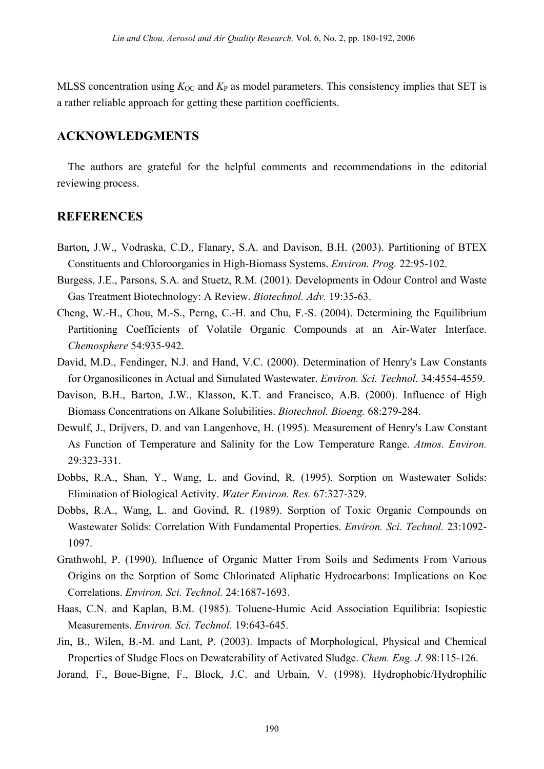MLSS concentration using $K_{OC}$ and $K_P$ as model parameters. This consistency implies that SET is a rather reliable approach for getting these partition coefficients.

## ACKNOWLEDGMENTS

The authors are grateful for the helpful comments and recommendations in the editorial reviewing process.

## REFERENCES

Barton, J.W., Vodraska, C.D., Flanary, S.A. and Davison, B.H. (2003). Partitioning of BTEX Constituents and Chloroorganics in High-Biomass Systems. *Environ. Prog.* 22:95-102.

Burgess, J.E., Parsons, S.A. and Stuetz, R.M. (2001). Developments in Odour Control and Waste Gas Treatment Biotechnology: A Review. *Biotechnol. Adv.* 19:35-63.

Cheng, W.-H., Chou, M.-S., Perng, C.-H. and Chu, F.-S. (2004). Determining the Equilibrium Partitioning Coefficients of Volatile Organic Compounds at an Air-Water Interface. *Chemosphere* 54:935-942.

David, M.D., Fendinger, N.J. and Hand, V.C. (2000). Determination of Henry's Law Constants for Organosilicones in Actual and Simulated Wastewater. *Environ. Sci. Technol.* 34:4554-4559.

Davison, B.H., Barton, J.W., Klasson, K.T. and Francisco, A.B. (2000). Influence of High Biomass Concentrations on Alkane Solubilities. *Biotechnol. Bioeng.* 68:279-284.

Dewulf, J., Drijvers, D. and van Langenhove, H. (1995). Measurement of Henry's Law Constant As Function of Temperature and Salinity for the Low Temperature Range. *Atmos. Environ.* 29:323-331.

Dobbs, R.A., Shan, Y., Wang, L. and Govind, R. (1995). Sorption on Wastewater Solids: Elimination of Biological Activity. *Water Environ. Res.* 67:327-329.

Dobbs, R.A., Wang, L. and Govind, R. (1989). Sorption of Toxic Organic Compounds on Wastewater Solids: Correlation With Fundamental Properties. *Environ. Sci. Technol.* 23:1092-1097.

Grathwohl, P. (1990). Influence of Organic Matter From Soils and Sediments From Various Origins on the Sorption of Some Chlorinated Aliphatic Hydrocarbons: Implications on Koc Correlations. *Environ. Sci. Technol.* 24:1687-1693.

Haas, C.N. and Kaplan, B.M. (1985). Toluene-Humic Acid Association Equilibria: Isopiestic Measurements. *Environ. Sci. Technol.* 19:643-645.

Jin, B., Wilen, B.-M. and Lant, P. (2003). Impacts of Morphological, Physical and Chemical Properties of Sludge Flocs on Dewaterability of Activated Sludge. *Chem. Eng. J.* 98:115-126.

Jorand, F., Boue-Bigne, F., Block, J.C. and Urbain, V. (1998). Hydrophobic/Hydrophilic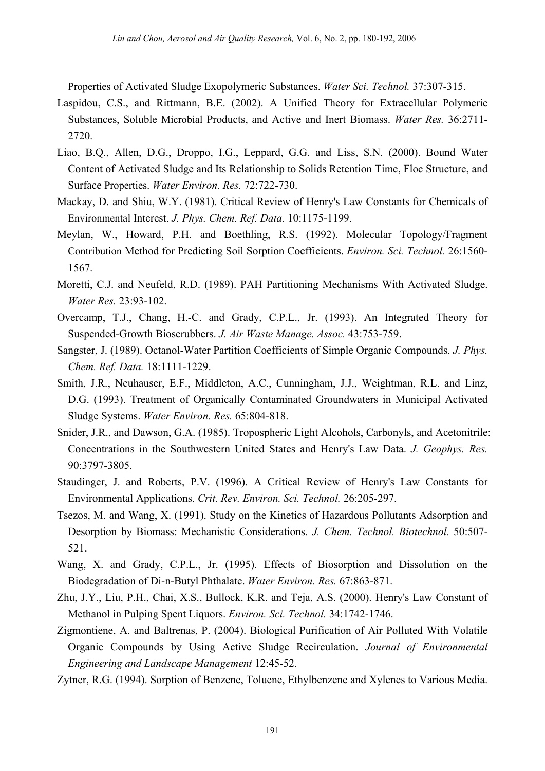Properties of Activated Sludge Exopolymeric Substances. *Water Sci. Technol.* 37:307-315.

Laspidou, C.S., and Rittmann, B.E. (2002). A Unified Theory for Extracellular Polymeric Substances, Soluble Microbial Products, and Active and Inert Biomass. *Water Res.* 36:2711-2720.

Liao, B.Q., Allen, D.G., Droppo, I.G., Leppard, G.G. and Liss, S.N. (2000). Bound Water Content of Activated Sludge and Its Relationship to Solids Retention Time, Floc Structure, and Surface Properties. *Water Environ. Res.* 72:722-730.

Mackay, D. and Shiu, W.Y. (1981). Critical Review of Henry's Law Constants for Chemicals of Environmental Interest. *J. Phys. Chem. Ref. Data.* 10:1175-1199.

Meylan, W., Howard, P.H. and Boethling, R.S. (1992). Molecular Topology/Fragment Contribution Method for Predicting Soil Sorption Coefficients. *Environ. Sci. Technol.* 26:1560-1567.

Moretti, C.J. and Neufeld, R.D. (1989). PAH Partitioning Mechanisms With Activated Sludge. *Water Res.* 23:93-102.

Overcamp, T.J., Chang, H.-C. and Grady, C.P.L., Jr. (1993). An Integrated Theory for Suspended-Growth Bioscrubbers. *J. Air Waste Manage. Assoc.* 43:753-759.

Sangster, J. (1989). Octanol-Water Partition Coefficients of Simple Organic Compounds. *J. Phys. Chem. Ref. Data.* 18:1111-1229.

Smith, J.R., Neuhauser, E.F., Middleton, A.C., Cunningham, J.J., Weightman, R.L. and Linz, D.G. (1993). Treatment of Organically Contaminated Groundwaters in Municipal Activated Sludge Systems. *Water Environ. Res.* 65:804-818.

Snider, J.R., and Dawson, G.A. (1985). Tropospheric Light Alcohols, Carbonyls, and Acetonitrile: Concentrations in the Southwestern United States and Henry's Law Data. *J. Geophys. Res.* 90:3797-3805.

Staudinger, J. and Roberts, P.V. (1996). A Critical Review of Henry's Law Constants for Environmental Applications. *Crit. Rev. Environ. Sci. Technol.* 26:205-297.

Tsezos, M. and Wang, X. (1991). Study on the Kinetics of Hazardous Pollutants Adsorption and Desorption by Biomass: Mechanistic Considerations. *J. Chem. Technol. Biotechnol.* 50:507-521.

Wang, X. and Grady, C.P.L., Jr. (1995). Effects of Biosorption and Dissolution on the Biodegradation of Di-n-Butyl Phthalate. *Water Environ. Res.* 67:863-871.

Zhu, J.Y., Liu, P.H., Chai, X.S., Bullock, K.R. and Teja, A.S. (2000). Henry's Law Constant of Methanol in Pulping Spent Liquors. *Environ. Sci. Technol.* 34:1742-1746.

Zigmontiene, A. and Baltrenas, P. (2004). Biological Purification of Air Polluted With Volatile Organic Compounds by Using Active Sludge Recirculation. *Journal of Environmental Engineering and Landscape Management* 12:45-52.

Zytner, R.G. (1994). Sorption of Benzene, Toluene, Ethylbenzene and Xylenes to Various Media.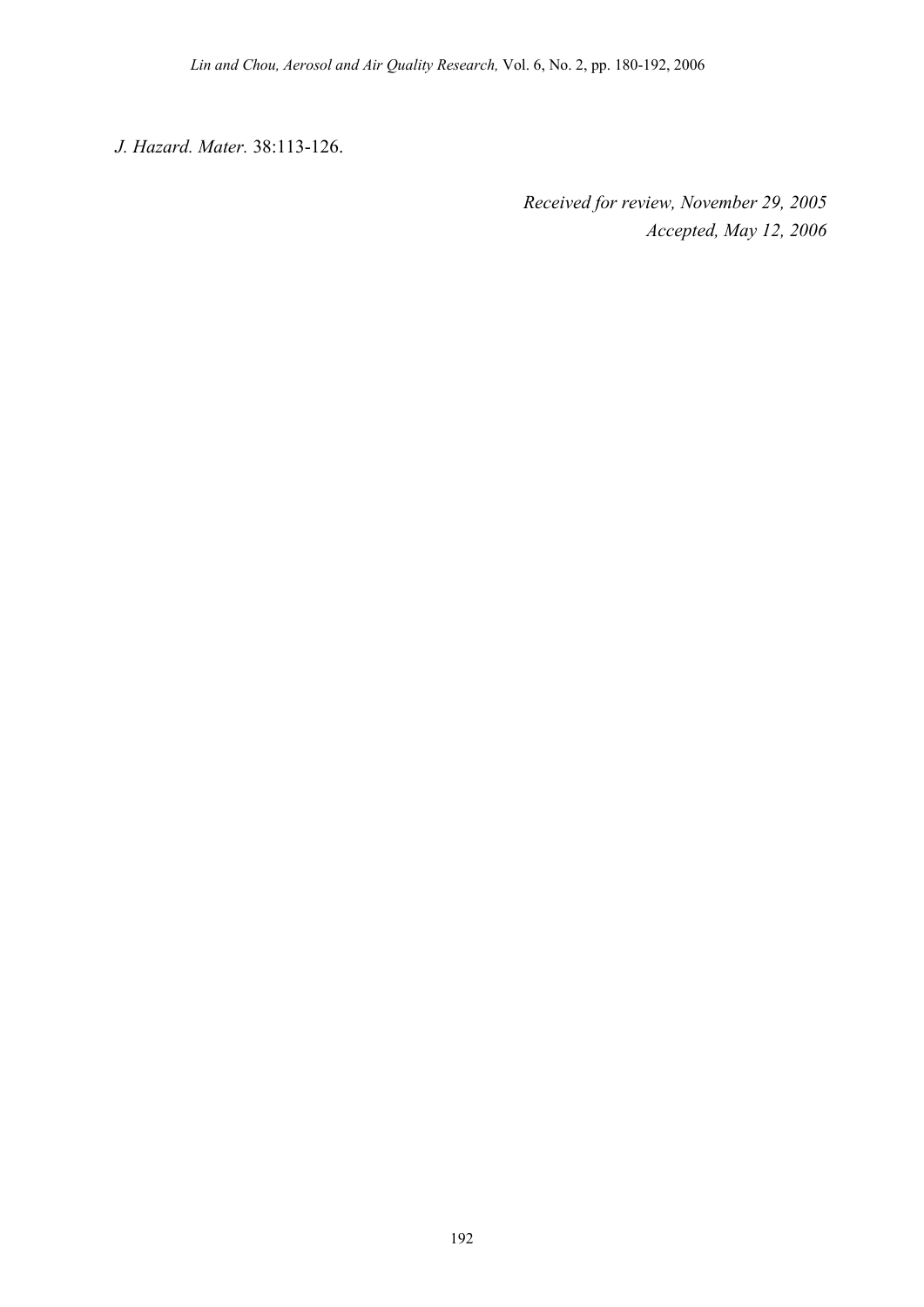*J. Hazard. Mater.* 38:113-126.

*Received for review, November 29, 2005*
*Accepted, May 12, 2006*